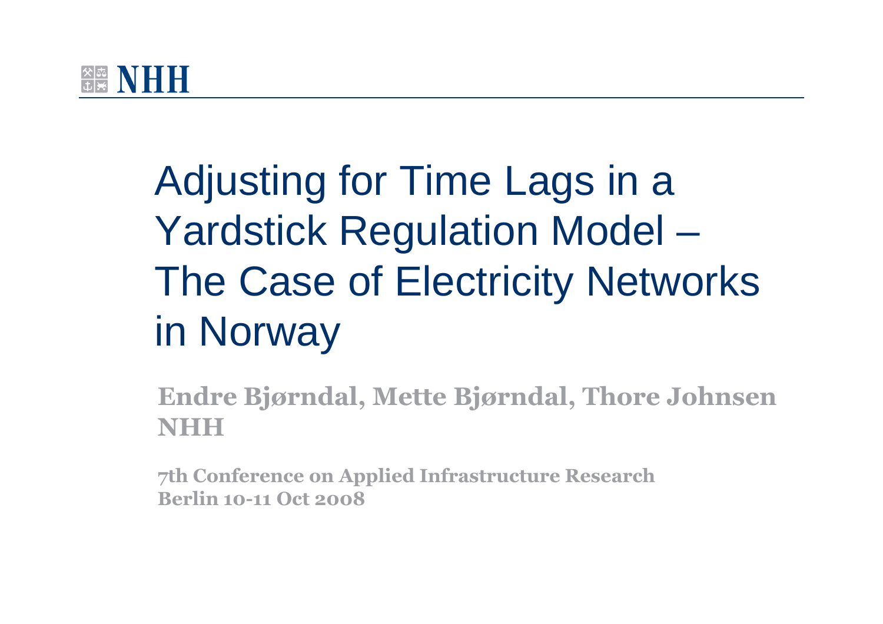# Adjusting for Time Lags in a Yardstick Regulation Model – The Case of Electricity Networks in Norway

**Endre Bjørndal, Mette Bjørndal, Thore Johnsen**
**NHH**

**7th Conference on Applied Infrastructure Research**
**Berlin 10-11 Oct 2008**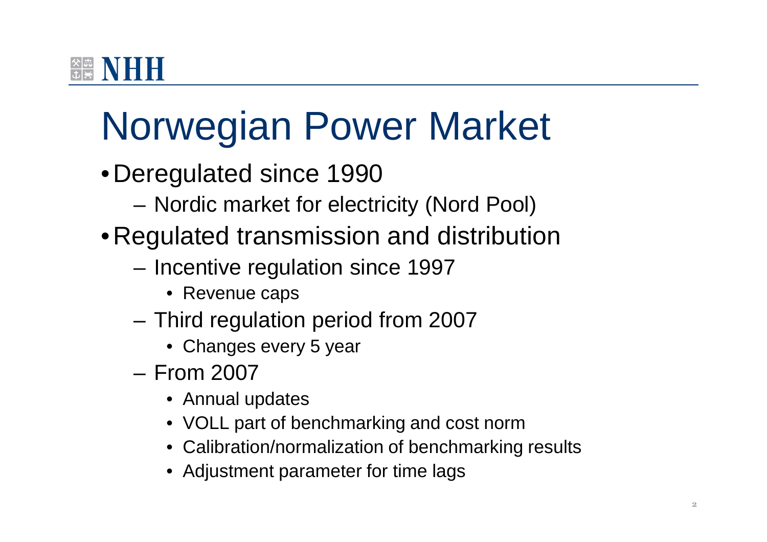# Norwegian Power Market

- Deregulated since 1990
  - Nordic market for electricity (Nord Pool)
- Regulated transmission and distribution
  - Incentive regulation since 1997
    - Revenue caps
  - Third regulation period from 2007
    - Changes every 5 year
  - From 2007
    - Annual updates
    - VOLL part of benchmarking and cost norm
    - Calibration/normalization of benchmarking results
    - Adjustment parameter for time lags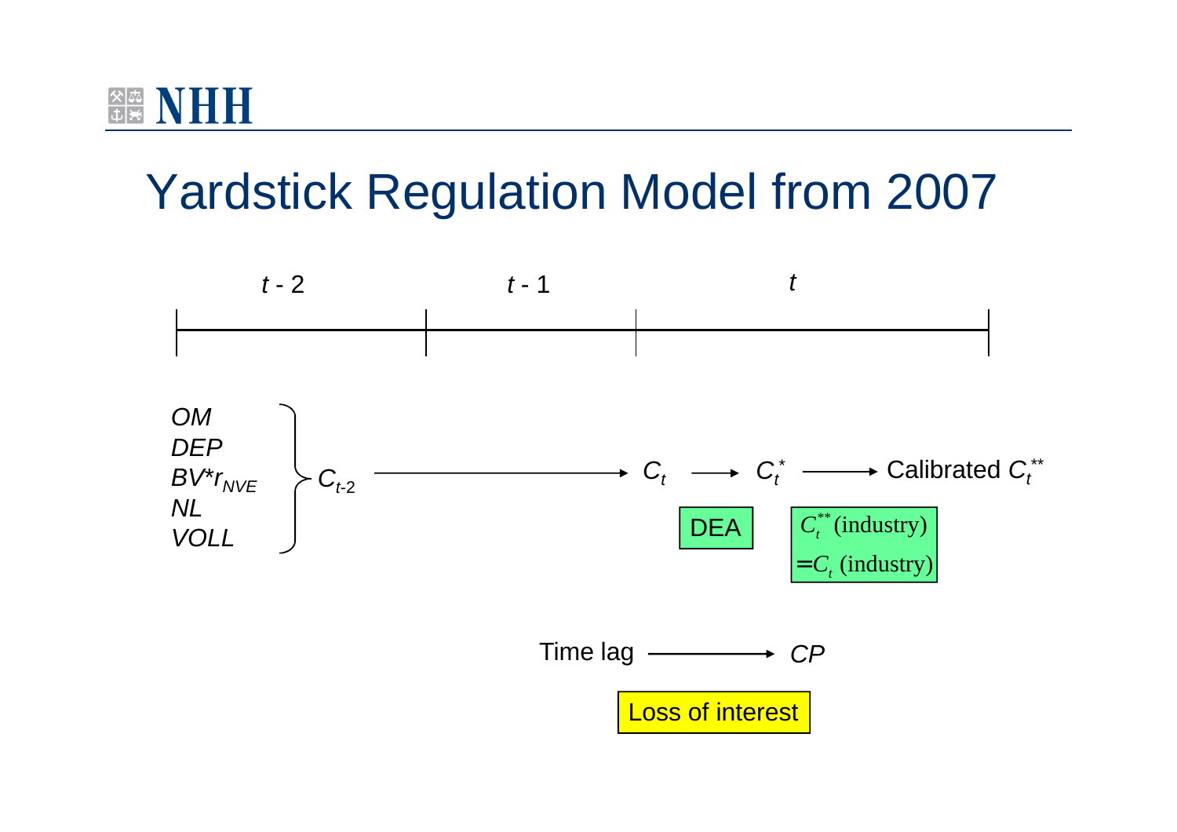# Yardstick Regulation Model from 2007

$t$ - 2 | $t$ - 1 | $t$

*OM*
*DEP*
$BV^*r_{NVE}$
*NL*
*VOLL*

} $C_{t\text{-}2}$ ⟶ $C_t$ ⟶ $C_t^*$ ⟶ Calibrated $C_t^{**}$

DEA

$C_t^{**}$ (industry) $= C_t$ (industry)

Time lag ⟶ *CP*

Loss of interest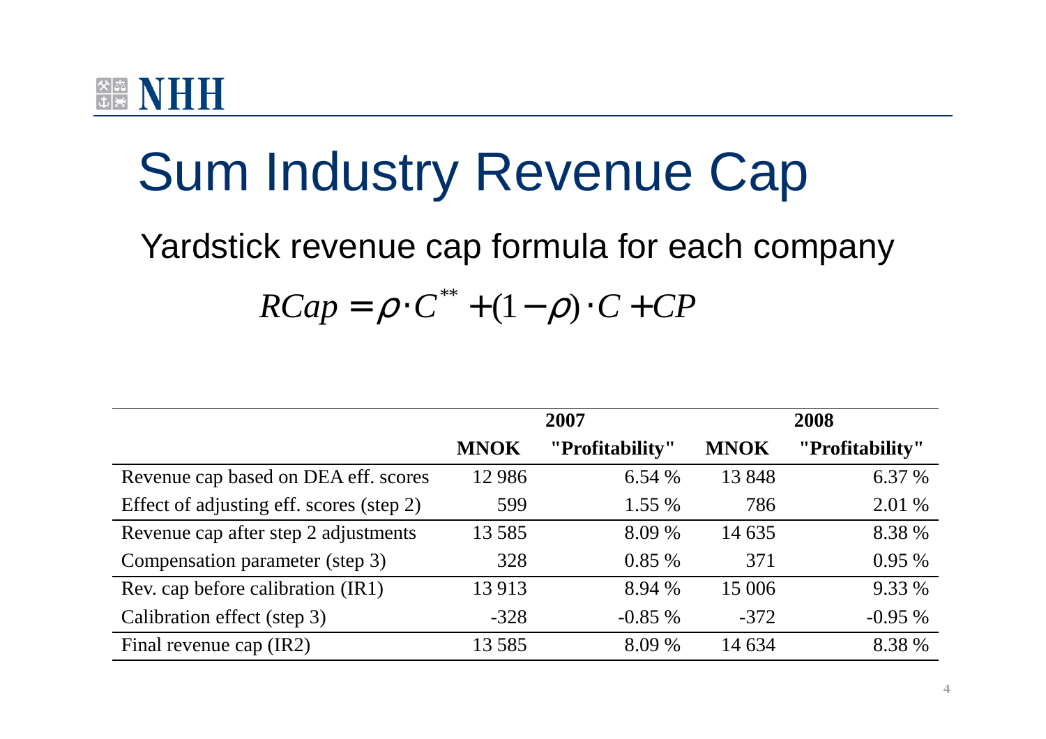# Sum Industry Revenue Cap

Yardstick revenue cap formula for each company

$$RCap = \rho \cdot C^{**} + (1 - \rho) \cdot C + CP$$

| | 2007 | | 2008 | |
|---|---|---|---|---|
| | **MNOK** | **"Profitability"** | **MNOK** | **"Profitability"** |
| Revenue cap based on DEA eff. scores | 12 986 | 6.54 % | 13 848 | 6.37 % |
| Effect of adjusting eff. scores (step 2) | 599 | 1.55 % | 786 | 2.01 % |
| Revenue cap after step 2 adjustments | 13 585 | 8.09 % | 14 635 | 8.38 % |
| Compensation parameter (step 3) | 328 | 0.85 % | 371 | 0.95 % |
| Rev. cap before calibration (IR1) | 13 913 | 8.94 % | 15 006 | 9.33 % |
| Calibration effect (step 3) | -328 | -0.85 % | -372 | -0.95 % |
| Final revenue cap (IR2) | 13 585 | 8.09 % | 14 634 | 8.38 % |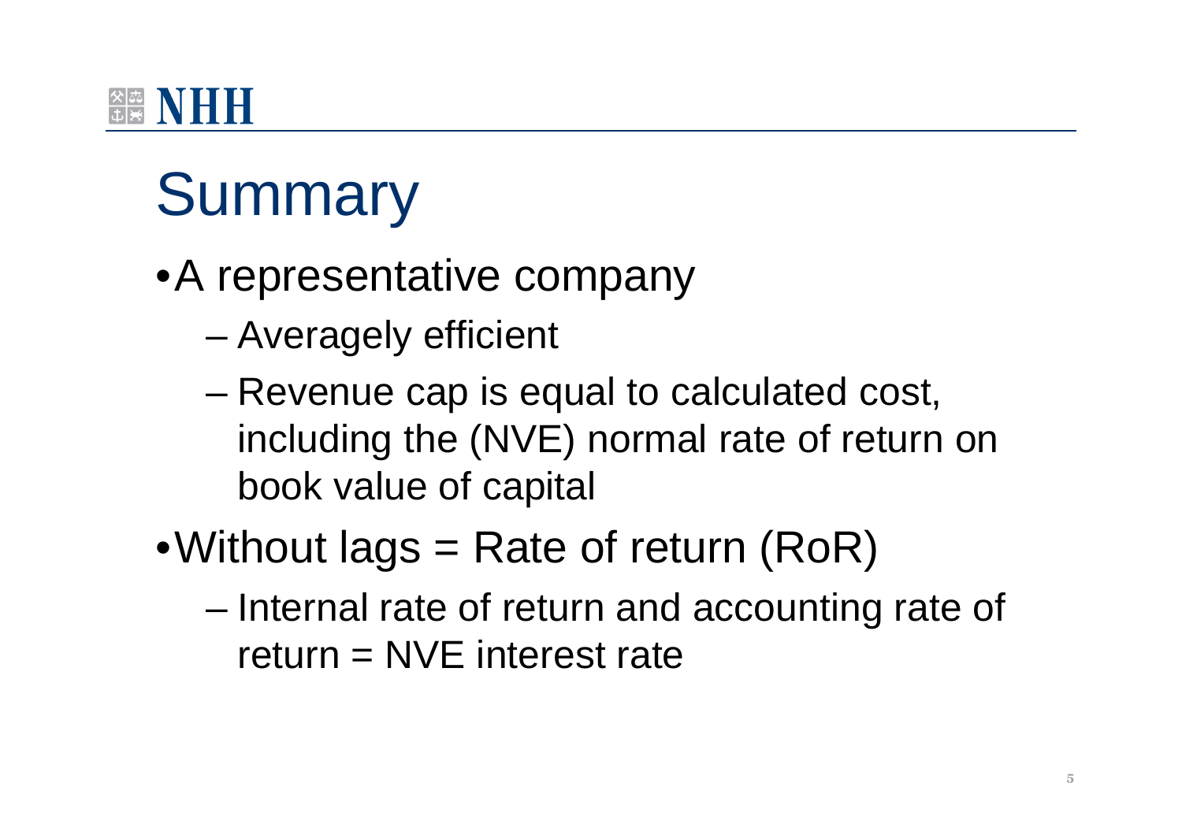# Summary

- A representative company
  - Averagely efficient
  - Revenue cap is equal to calculated cost, including the (NVE) normal rate of return on book value of capital
- Without lags = Rate of return (RoR)
  - Internal rate of return and accounting rate of return = NVE interest rate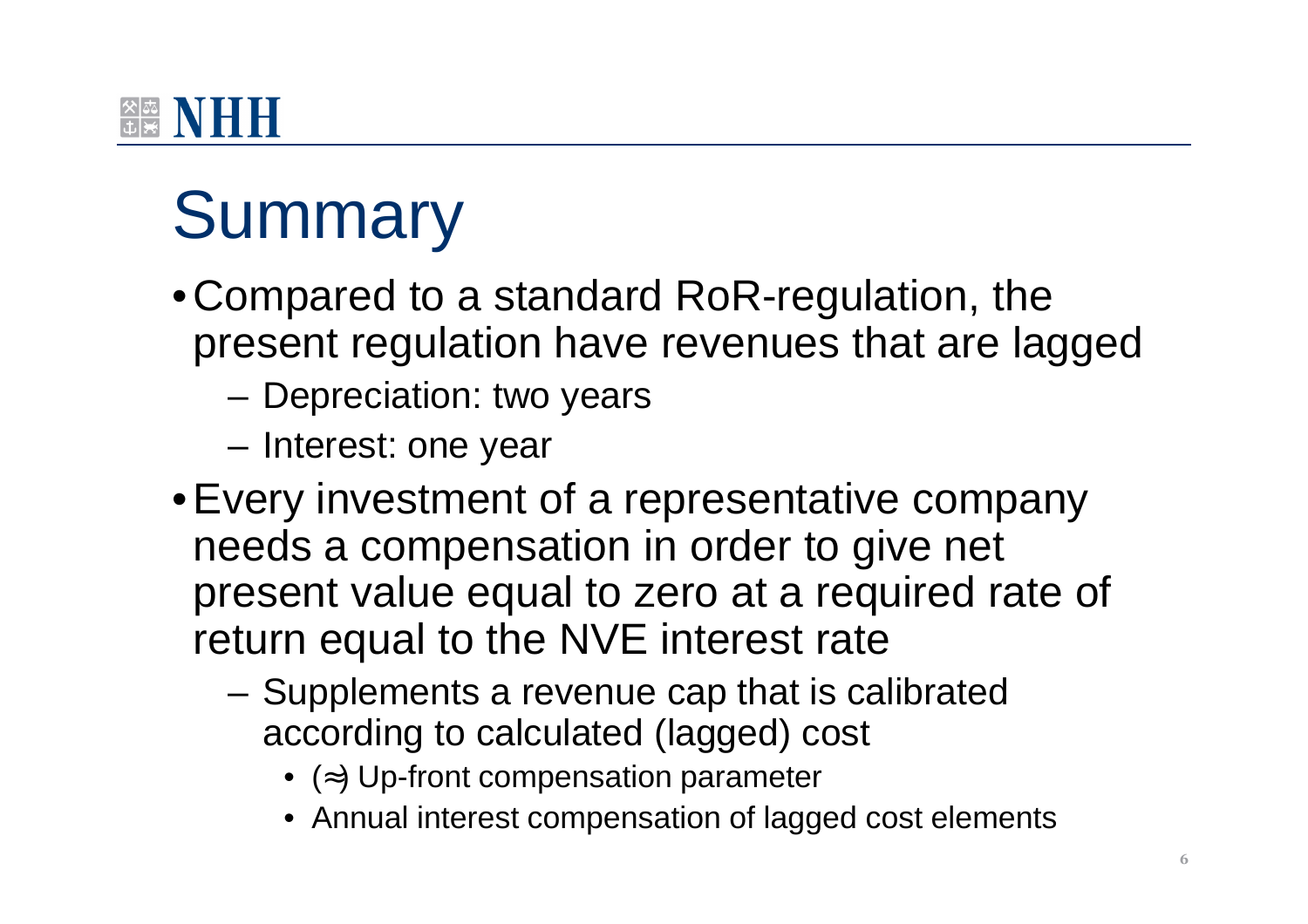# Summary

- Compared to a standard RoR-regulation, the present regulation have revenues that are lagged
  - Depreciation: two years
  - Interest: one year
- Every investment of a representative company needs a compensation in order to give net present value equal to zero at a required rate of return equal to the NVE interest rate
  - Supplements a revenue cap that is calibrated according to calculated (lagged) cost
    - (≈) Up-front compensation parameter
    - Annual interest compensation of lagged cost elements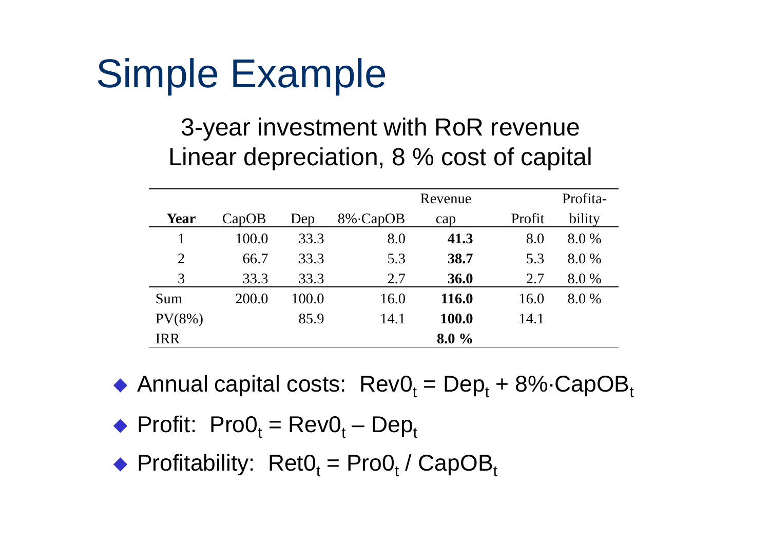# Simple Example

3-year investment with RoR revenue
Linear depreciation, 8 % cost of capital

| **Year** | CapOB | Dep | 8%·CapOB | Revenue cap | Profit | Profita-bility |
|---|---|---|---|---|---|---|
| 1 | 100.0 | 33.3 | 8.0 | **41.3** | 8.0 | 8.0 % |
| 2 | 66.7 | 33.3 | 5.3 | **38.7** | 5.3 | 8.0 % |
| 3 | 33.3 | 33.3 | 2.7 | **36.0** | 2.7 | 8.0 % |
| Sum | 200.0 | 100.0 | 16.0 | **116.0** | 16.0 | 8.0 % |
| PV(8%) | | 85.9 | 14.1 | **100.0** | 14.1 | |
| IRR | | | | **8.0 %** | | |

- Annual capital costs: $Rev0_t = Dep_t + 8\% \cdot CapOB_t$
- Profit: $Pro0_t = Rev0_t - Dep_t$
- Profitability: $Ret0_t = Pro0_t / CapOB_t$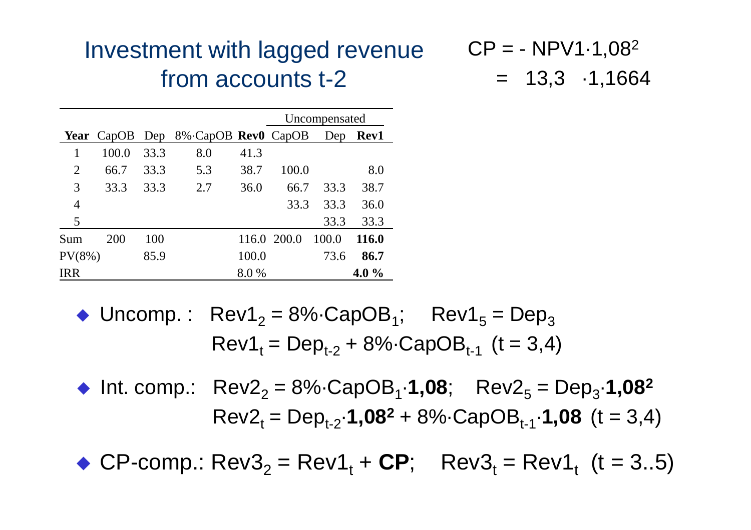# Investment with lagged revenue from accounts t-2

$CP = - NPV1 \cdot 1{,}08^2$

$= 13{,}3 \cdot 1{,}1664$

| | | | | | Uncompensated | | |
|---|---|---|---|---|---|---|---|
| **Year** | CapOB | Dep | 8%·CapOB | **Rev0** | CapOB | Dep | **Rev1** |
| 1 | 100.0 | 33.3 | 8.0 | 41.3 | | | |
| 2 | 66.7 | 33.3 | 5.3 | 38.7 | 100.0 | | 8.0 |
| 3 | 33.3 | 33.3 | 2.7 | 36.0 | 66.7 | 33.3 | 38.7 |
| 4 | | | | | 33.3 | 33.3 | 36.0 |
| 5 | | | | | | 33.3 | 33.3 |
| Sum | 200 | 100 | | 116.0 | 200.0 | 100.0 | **116.0** |
| PV(8%) | | 85.9 | | 100.0 | | 73.6 | **86.7** |
| IRR | | | | 8.0 % | | | **4.0 %** |

- Uncomp. : $Rev1_2 = 8\% \cdot CapOB_1$; $Rev1_5 = Dep_3$
  $Rev1_t = Dep_{t-2} + 8\% \cdot CapOB_{t-1}$ (t = 3,4)
- Int. comp.: $Rev2_2 = 8\% \cdot CapOB_1 \cdot \mathbf{1{,}08}$; $Rev2_5 = Dep_3 \cdot \mathbf{1{,}08^2}$
  $Rev2_t = Dep_{t-2} \cdot \mathbf{1{,}08^2} + 8\% \cdot CapOB_{t-1} \cdot \mathbf{1{,}08}$ (t = 3,4)
- CP-comp.: $Rev3_2 = Rev1_t + \mathbf{CP}$; $Rev3_t = Rev1_t$ (t = 3..5)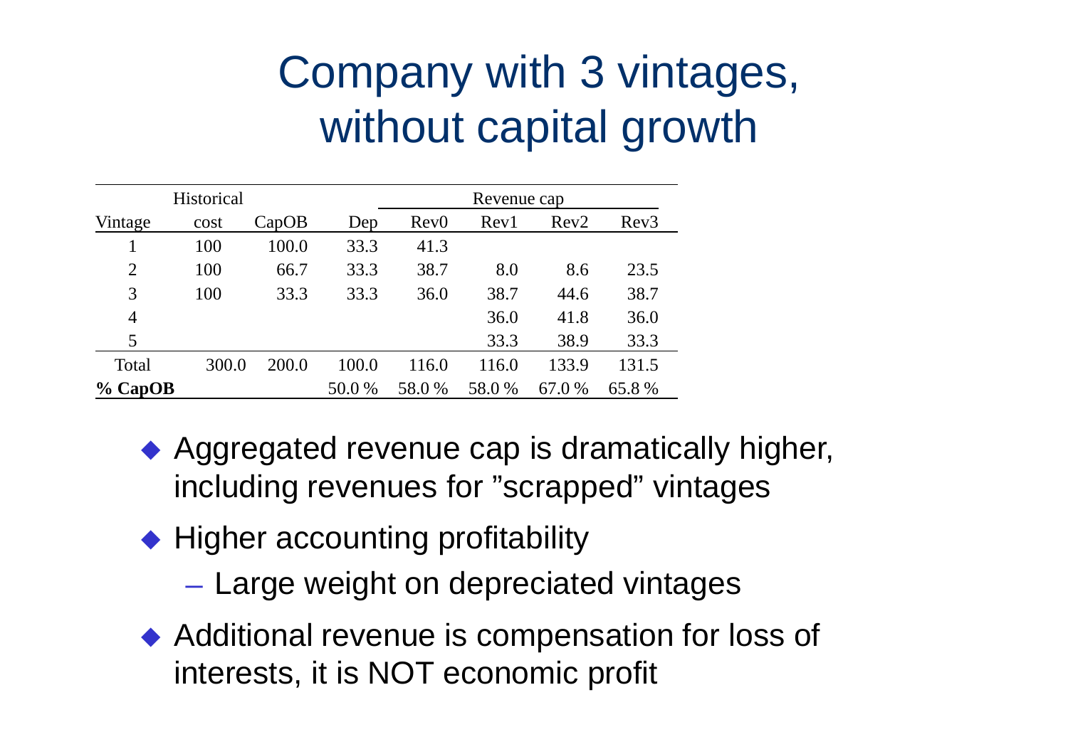# Company with 3 vintages, without capital growth

| | Historical | | | Revenue cap | | | |
|---|---|---|---|---|---|---|---|
| Vintage | cost | CapOB | Dep | Rev0 | Rev1 | Rev2 | Rev3 |
| 1 | 100 | 100.0 | 33.3 | 41.3 | | | |
| 2 | 100 | 66.7 | 33.3 | 38.7 | 8.0 | 8.6 | 23.5 |
| 3 | 100 | 33.3 | 33.3 | 36.0 | 38.7 | 44.6 | 38.7 |
| 4 | | | | | 36.0 | 41.8 | 36.0 |
| 5 | | | | | 33.3 | 38.9 | 33.3 |
| Total | 300.0 | 200.0 | 100.0 | 116.0 | 116.0 | 133.9 | 131.5 |
| **% CapOB** | | | 50.0 % | 58.0 % | 58.0 % | 67.0 % | 65.8 % |

- Aggregated revenue cap is dramatically higher, including revenues for "scrapped" vintages
- Higher accounting profitability
  - Large weight on depreciated vintages
- Additional revenue is compensation for loss of interests, it is NOT economic profit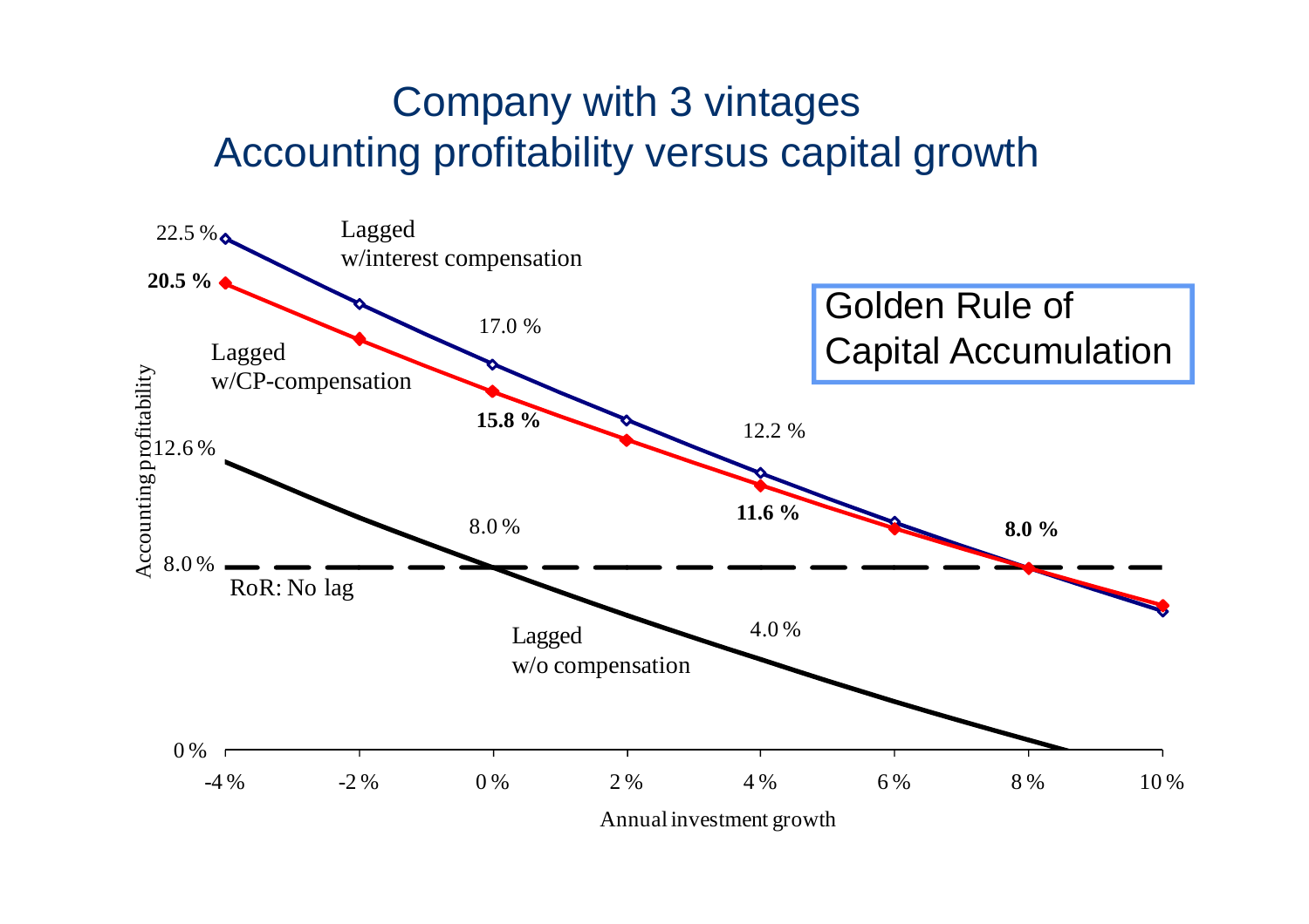# Company with 3 vintages
# Accounting profitability versus capital growth

Golden Rule of Capital Accumulation

Accounting profitability

Annual investment growth

- Lagged w/interest compensation: 22.5 % (at -4 %), 17.0 % (at 0 %), 12.2 % (at 4 %)
- Lagged w/CP-compensation: **20.5 %** (at -4 %), **15.8 %** (at 0 %), **11.6 %** (at 4 %), **8.0 %** (at 8 %)
- RoR: No lag: 8.0 %
- Lagged w/o compensation: 12.6 % (at -4 %), 8.0 % (at 0 %), 4.0 % (at 4 %)

Y-axis: 0 %, 8.0 %, 12.6 %, 20.5 %, 22.5 %

X-axis: -4 %, -2 %, 0 %, 2 %, 4 %, 6 %, 8 %, 10 %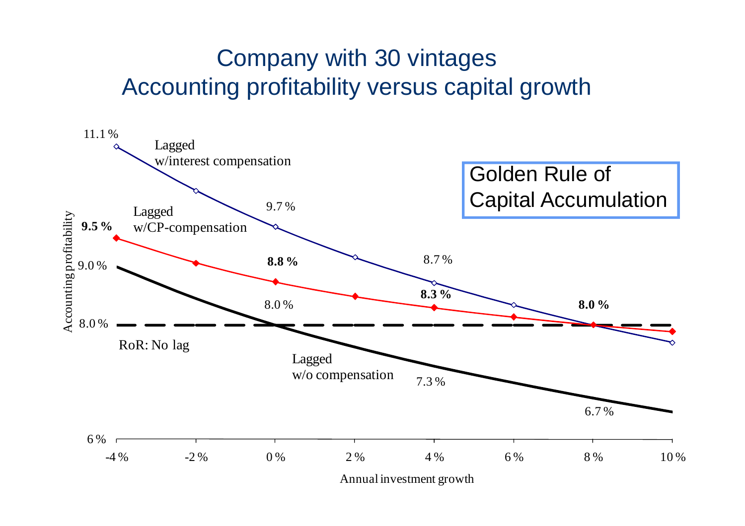# Company with 30 vintages
## Accounting profitability versus capital growth

Golden Rule of Capital Accumulation

Accounting profitability

11.1 %

Lagged w/interest compensation

9.7 %

8.7 %

Lagged w/CP-compensation

**9.5 %**

**8.8 %**

**8.3 %**

**8.0 %**

9.0 %

8.0 %

8.0 %

RoR: No lag

Lagged w/o compensation

7.3 %

6.7 %

6 %

-4 % -2 % 0 % 2 % 4 % 6 % 8 % 10 %

Annual investment growth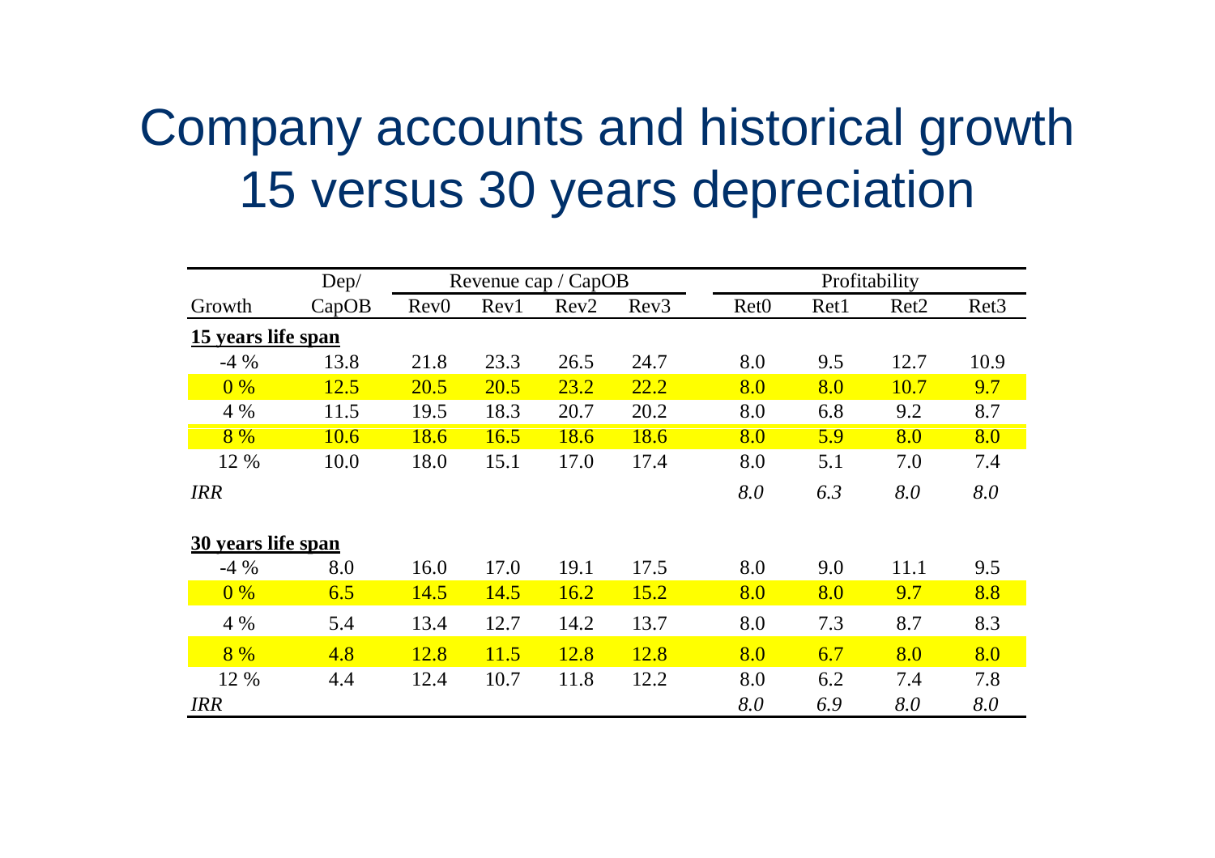# Company accounts and historical growth 15 versus 30 years depreciation

| | Dep/ | Revenue cap / CapOB | | | | Profitability | | | |
|---|---|---|---|---|---|---|---|---|---|
| Growth | CapOB | Rev0 | Rev1 | Rev2 | Rev3 | Ret0 | Ret1 | Ret2 | Ret3 |
| **15 years life span** | | | | | | | | | |
| -4 % | 13.8 | 21.8 | 23.3 | 26.5 | 24.7 | 8.0 | 9.5 | 12.7 | 10.9 |
| 0 % | 12.5 | 20.5 | 20.5 | 23.2 | 22.2 | 8.0 | 8.0 | 10.7 | 9.7 |
| 4 % | 11.5 | 19.5 | 18.3 | 20.7 | 20.2 | 8.0 | 6.8 | 9.2 | 8.7 |
| 8 % | 10.6 | 18.6 | 16.5 | 18.6 | 18.6 | 8.0 | 5.9 | 8.0 | 8.0 |
| 12 % | 10.0 | 18.0 | 15.1 | 17.0 | 17.4 | 8.0 | 5.1 | 7.0 | 7.4 |
| *IRR* | | | | | | *8.0* | *6.3* | *8.0* | *8.0* |
| **30 years life span** | | | | | | | | | |
| -4 % | 8.0 | 16.0 | 17.0 | 19.1 | 17.5 | 8.0 | 9.0 | 11.1 | 9.5 |
| 0 % | 6.5 | 14.5 | 14.5 | 16.2 | 15.2 | 8.0 | 8.0 | 9.7 | 8.8 |
| 4 % | 5.4 | 13.4 | 12.7 | 14.2 | 13.7 | 8.0 | 7.3 | 8.7 | 8.3 |
| 8 % | 4.8 | 12.8 | 11.5 | 12.8 | 12.8 | 8.0 | 6.7 | 8.0 | 8.0 |
| 12 % | 4.4 | 12.4 | 10.7 | 11.8 | 12.2 | 8.0 | 6.2 | 7.4 | 7.8 |
| *IRR* | | | | | | *8.0* | *6.9* | *8.0* | *8.0* |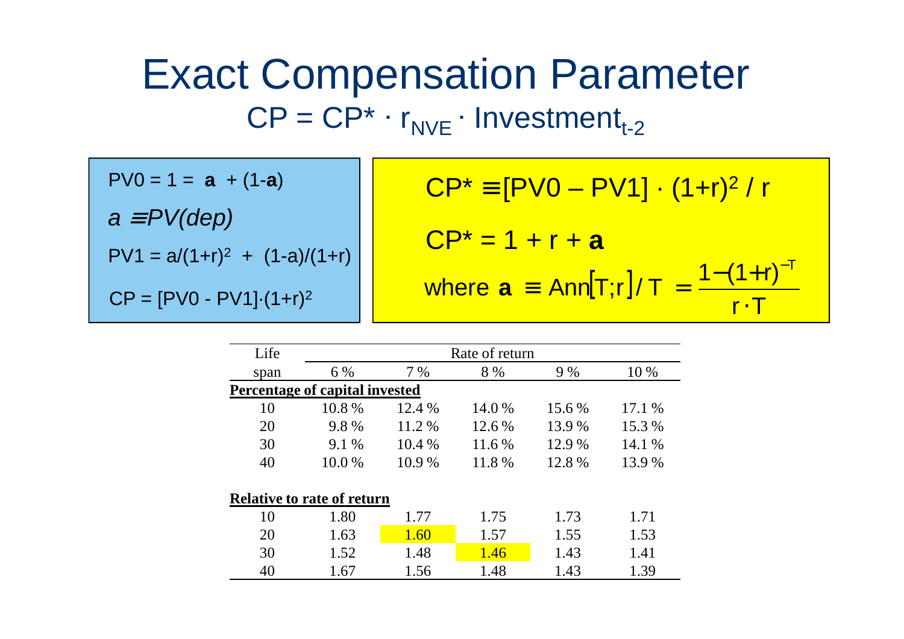# Exact Compensation Parameter

$$CP = CP^* \cdot r_{NVE} \cdot Investment_{t-2}$$

$PV0 = 1 = \mathbf{a} + (1-\mathbf{a})$

$a \equiv PV(dep)$

$PV1 = a/(1+r)^2 + (1-a)/(1+r)$

$CP = [PV0 - PV1] \cdot (1+r)^2$

$$CP^* \equiv [PV0 - PV1] \cdot (1+r)^2 / r$$

$$CP^* = 1 + r + \mathbf{a}$$

$$\text{where } \mathbf{a} \equiv Ann[T;r]/T = \frac{1-(1+r)^{-T}}{r \cdot T}$$

| Life span | Rate of return 6 % | 7 % | 8 % | 9 % | 10 % |
|---|---|---|---|---|---|
| **Percentage of capital invested** | | | | | |
| 10 | 10.8 % | 12.4 % | 14.0 % | 15.6 % | 17.1 % |
| 20 | 9.8 % | 11.2 % | 12.6 % | 13.9 % | 15.3 % |
| 30 | 9.1 % | 10.4 % | 11.6 % | 12.9 % | 14.1 % |
| 40 | 10.0 % | 10.9 % | 11.8 % | 12.8 % | 13.9 % |
| **Relative to rate of return** | | | | | |
| 10 | 1.80 | 1.77 | 1.75 | 1.73 | 1.71 |
| 20 | 1.63 | 1.60 | 1.57 | 1.55 | 1.53 |
| 30 | 1.52 | 1.48 | 1.46 | 1.43 | 1.41 |
| 40 | 1.67 | 1.56 | 1.48 | 1.43 | 1.39 |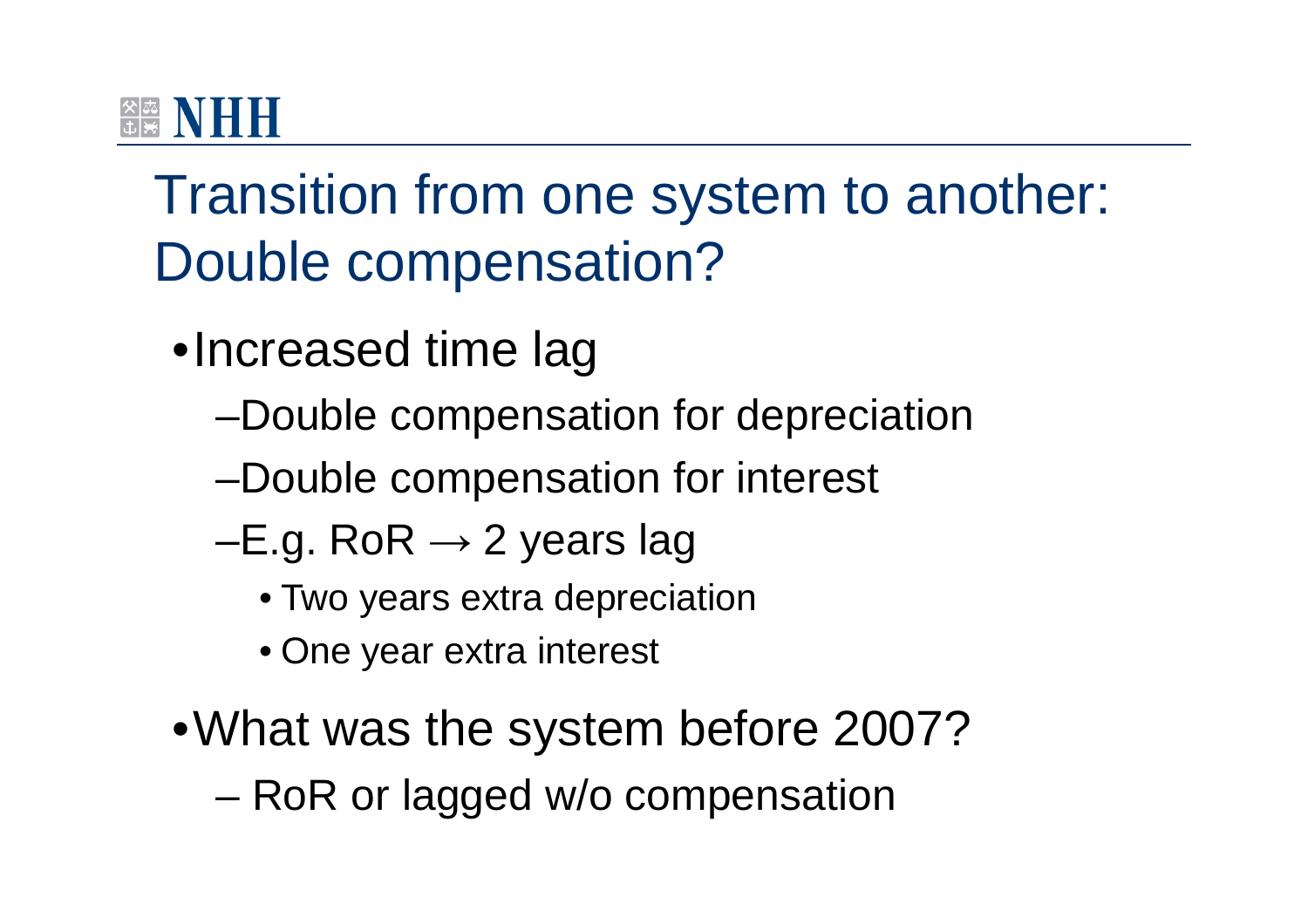# Transition from one system to another: Double compensation?

- Increased time lag
  - Double compensation for depreciation
  - Double compensation for interest
  - E.g. RoR → 2 years lag
    - Two years extra depreciation
    - One year extra interest
- What was the system before 2007?
  - RoR or lagged w/o compensation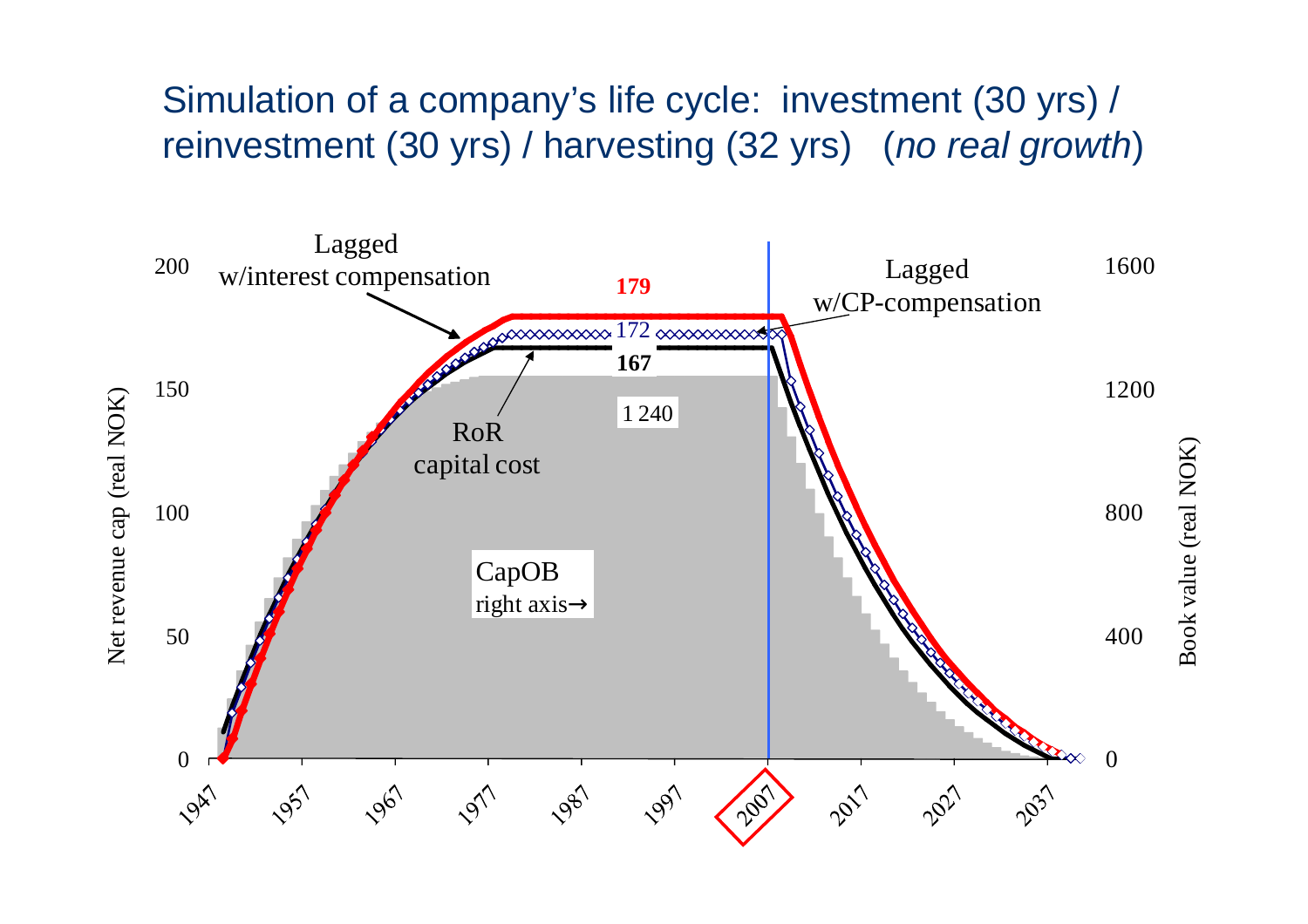# Simulation of a company's life cycle: investment (30 yrs) / reinvestment (30 yrs) / harvesting (32 yrs) (*no real growth*)

Lagged w/interest compensation

Lagged w/CP-compensation

179

172

167

1 240

RoR capital cost

CapOB right axis→

Net revenue cap (real NOK)

Book value (real NOK)

0, 50, 100, 150, 200

0, 400, 800, 1200, 1600

1947, 1957, 1967, 1977, 1987, 1997, 2007, 2017, 2027, 2037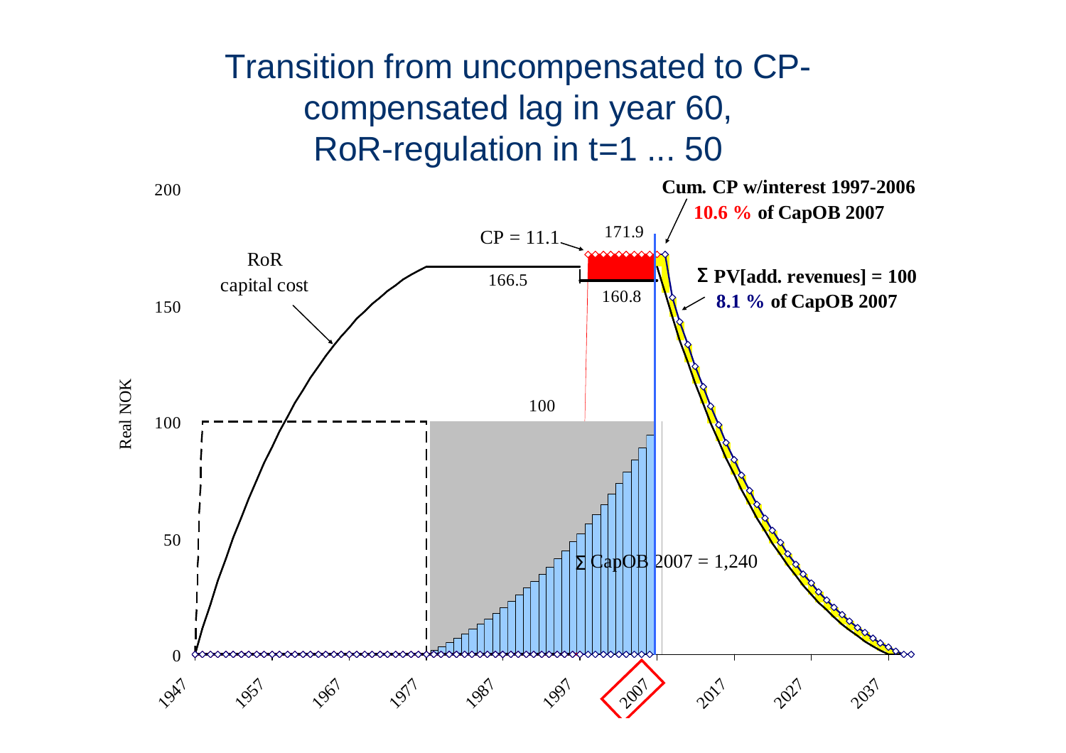# Transition from uncompensated to CP-compensated lag in year 60, RoR-regulation in t=1 ... 50

Cum. CP w/interest 1997-2006
**10.6 %** of CapOB 2007

CP = 11.1

171.9

166.5

160.8

RoR capital cost

Σ PV[add. revenues] = 100
**8.1 %** of CapOB 2007

100

Σ CapOB 2007 = 1,240

Real NOK

200

150

100

50

0

1947 1957 1967 1977 1987 1997 2007 2017 2027 2037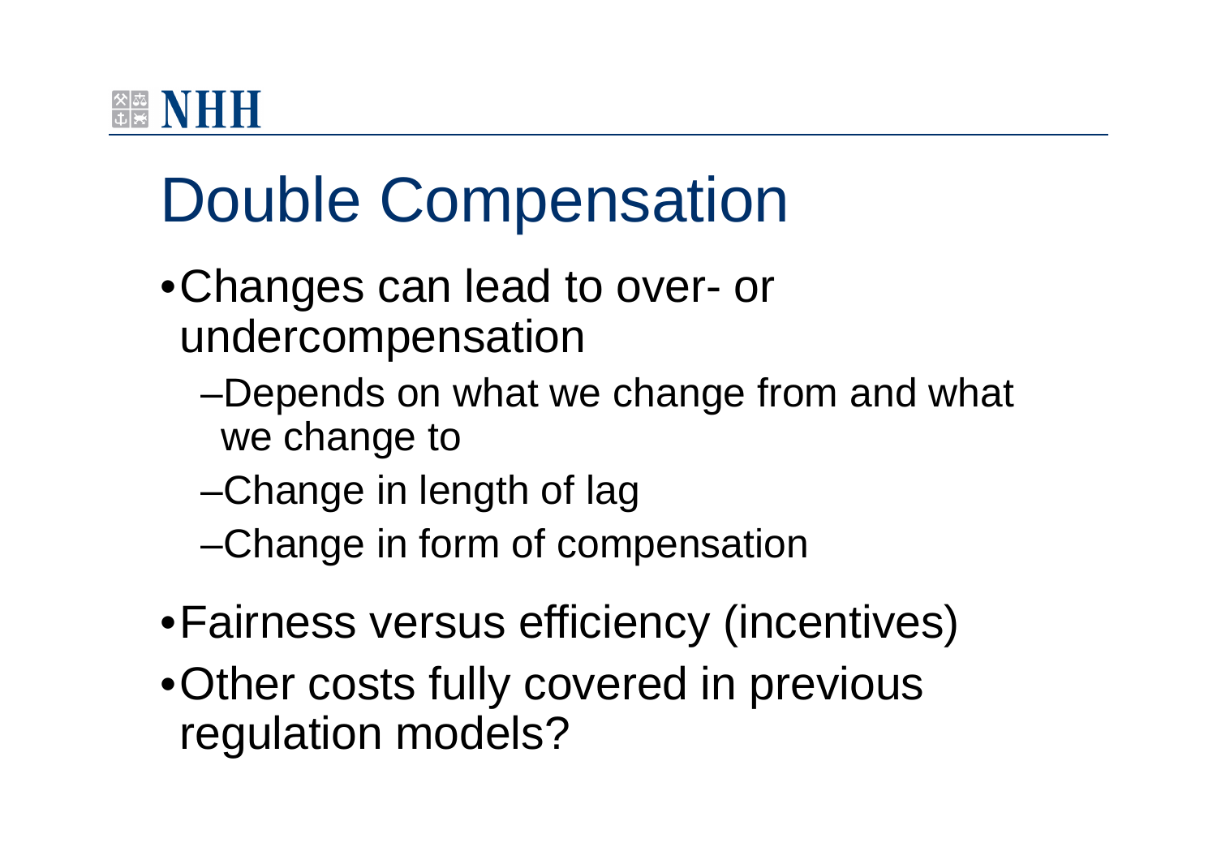# Double Compensation

- Changes can lead to over- or undercompensation
  - Depends on what we change from and what we change to
  - Change in length of lag
  - Change in form of compensation
- Fairness versus efficiency (incentives)
- Other costs fully covered in previous regulation models?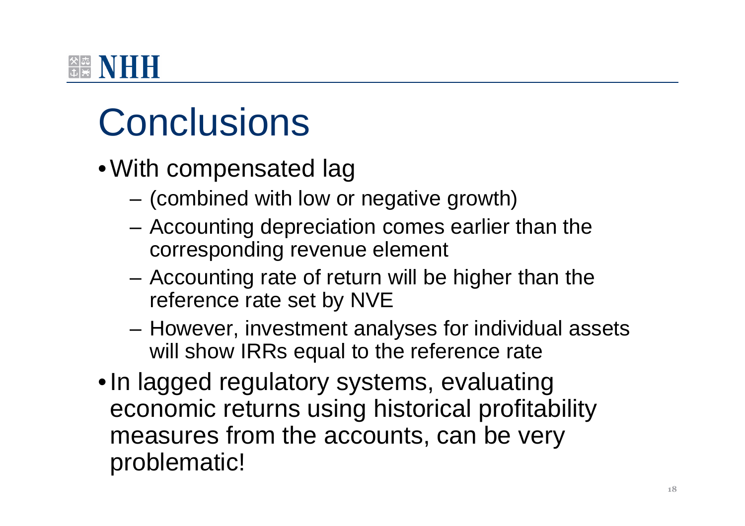# Conclusions

- With compensated lag
  - (combined with low or negative growth)
  - Accounting depreciation comes earlier than the corresponding revenue element
  - Accounting rate of return will be higher than the reference rate set by NVE
  - However, investment analyses for individual assets will show IRRs equal to the reference rate
- In lagged regulatory systems, evaluating economic returns using historical profitability measures from the accounts, can be very problematic!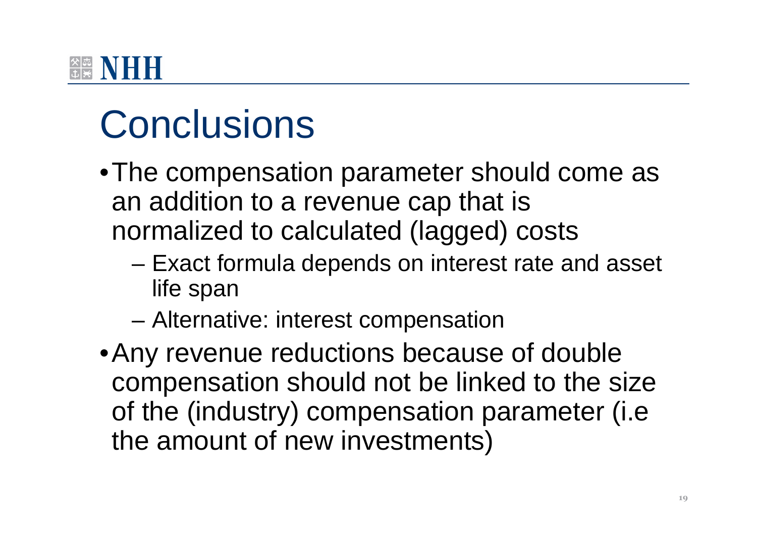# Conclusions

- The compensation parameter should come as an addition to a revenue cap that is normalized to calculated (lagged) costs
  - Exact formula depends on interest rate and asset life span
  - Alternative: interest compensation
- Any revenue reductions because of double compensation should not be linked to the size of the (industry) compensation parameter (i.e the amount of new investments)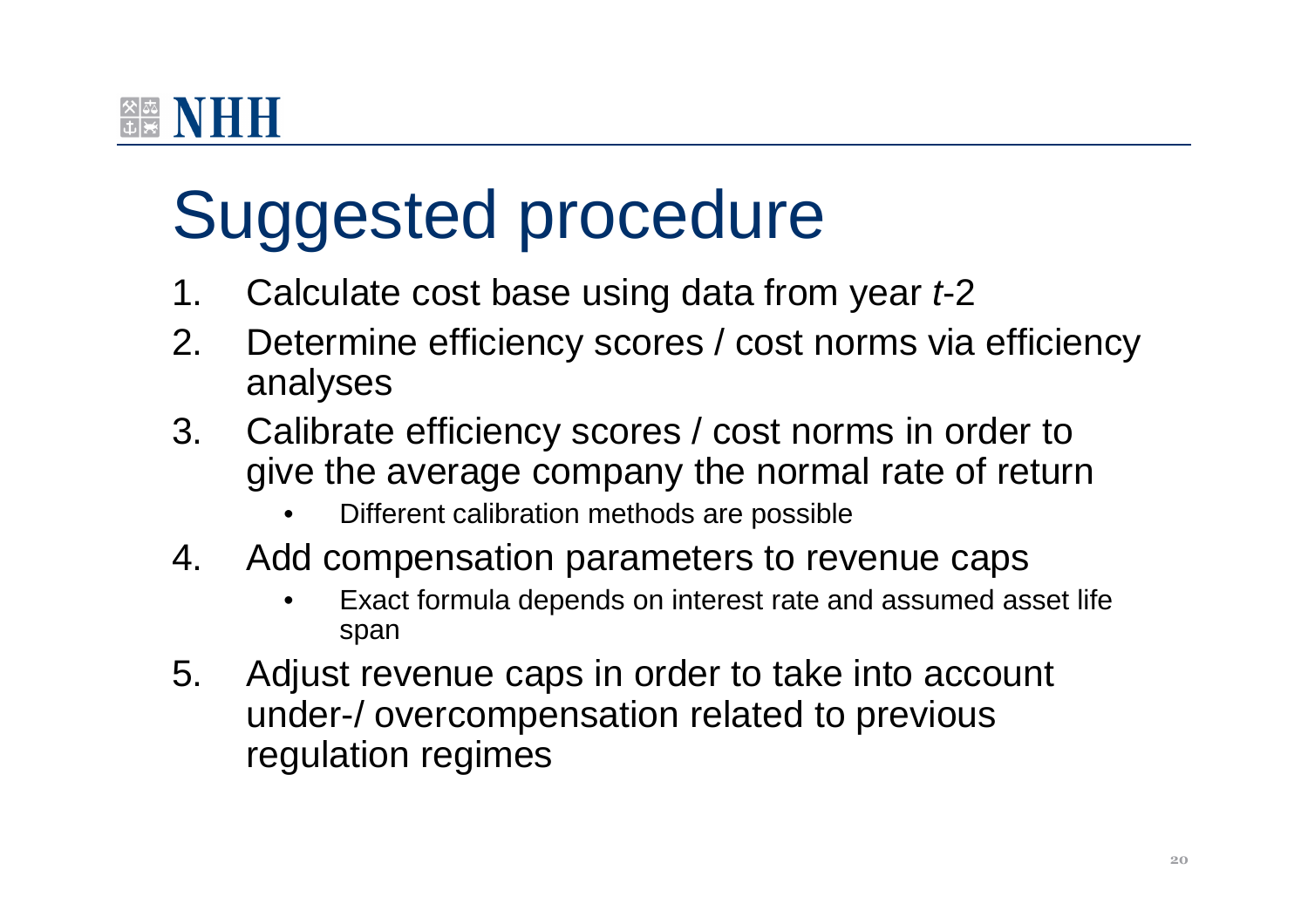# Suggested procedure

1. Calculate cost base using data from year *t*-2
2. Determine efficiency scores / cost norms via efficiency analyses
3. Calibrate efficiency scores / cost norms in order to give the average company the normal rate of return
    - Different calibration methods are possible
4. Add compensation parameters to revenue caps
    - Exact formula depends on interest rate and assumed asset life span
5. Adjust revenue caps in order to take into account under-/ overcompensation related to previous regulation regimes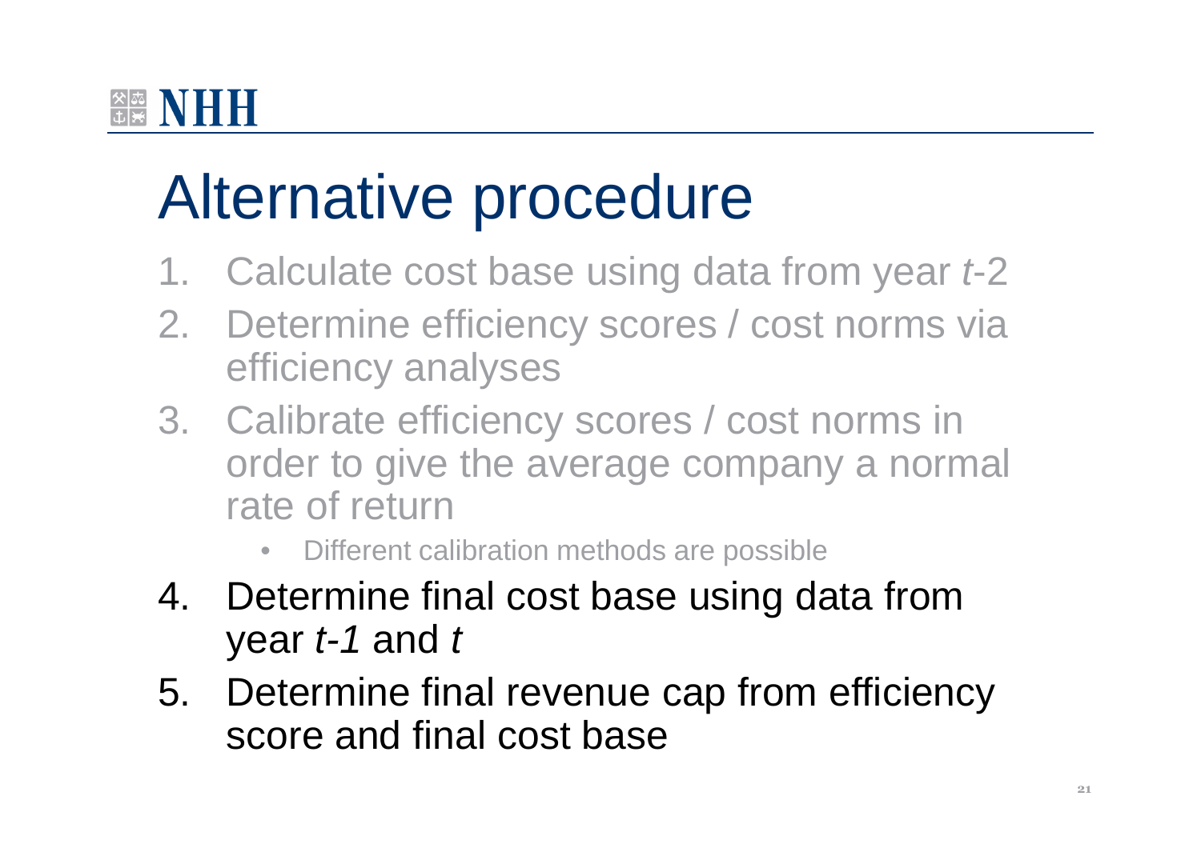# Alternative procedure

1. Calculate cost base using data from year $t$-2
2. Determine efficiency scores / cost norms via efficiency analyses
3. Calibrate efficiency scores / cost norms in order to give the average company a normal rate of return
   - Different calibration methods are possible
4. Determine final cost base using data from year $t-1$ and $t$
5. Determine final revenue cap from efficiency score and final cost base